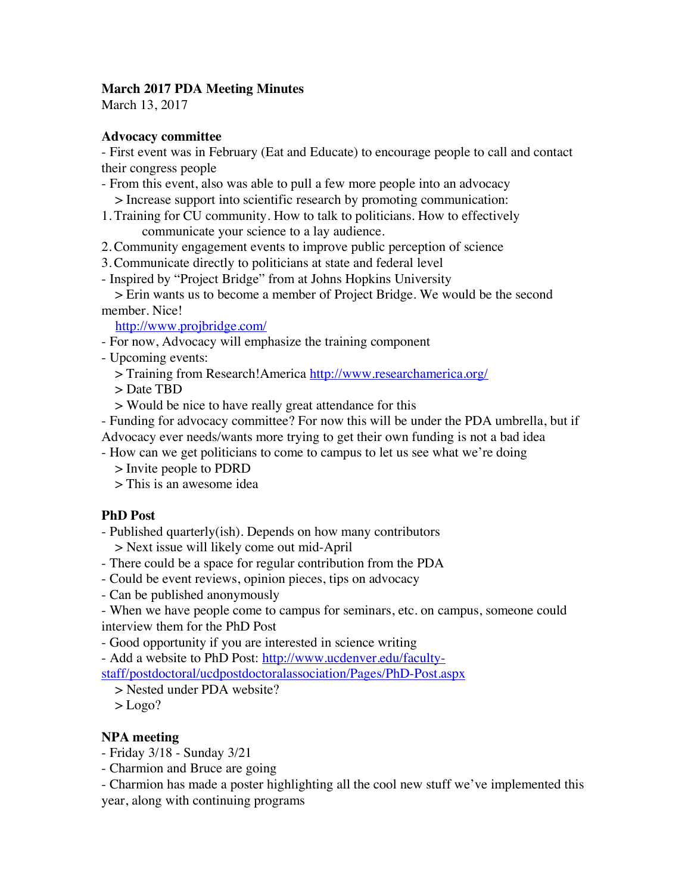**March 2017 PDA Meeting Minutes**
March 13, 2017

**Advocacy committee**

- First event was in February (Eat and Educate) to encourage people to call and contact their congress people
- From this event, also was able to pull a few more people into an advocacy
  - > Increase support into scientific research by promoting communication:

1. Training for CU community. How to talk to politicians. How to effectively communicate your science to a lay audience.
2. Community engagement events to improve public perception of science
3. Communicate directly to politicians at state and federal level

- Inspired by "Project Bridge" from at Johns Hopkins University
  - > Erin wants us to become a member of Project Bridge. We would be the second member. Nice!
  
    http://www.projbridge.com/
- For now, Advocacy will emphasize the training component
- Upcoming events:
  - > Training from Research!America http://www.researchamerica.org/
  - > Date TBD
  - > Would be nice to have really great attendance for this
- Funding for advocacy committee? For now this will be under the PDA umbrella, but if Advocacy ever needs/wants more trying to get their own funding is not a bad idea
- How can we get politicians to come to campus to let us see what we're doing
  - > Invite people to PDRD
  - > This is an awesome idea

**PhD Post**

- Published quarterly(ish). Depends on how many contributors
  - > Next issue will likely come out mid-April
- There could be a space for regular contribution from the PDA
- Could be event reviews, opinion pieces, tips on advocacy
- Can be published anonymously
- When we have people come to campus for seminars, etc. on campus, someone could interview them for the PhD Post
- Good opportunity if you are interested in science writing
- Add a website to PhD Post: http://www.ucdenver.edu/faculty-staff/postdoctoral/ucdpostdoctoralassociation/Pages/PhD-Post.aspx
  - > Nested under PDA website?
  - > Logo?

**NPA meeting**

- Friday 3/18 - Sunday 3/21
- Charmion and Bruce are going
- Charmion has made a poster highlighting all the cool new stuff we've implemented this year, along with continuing programs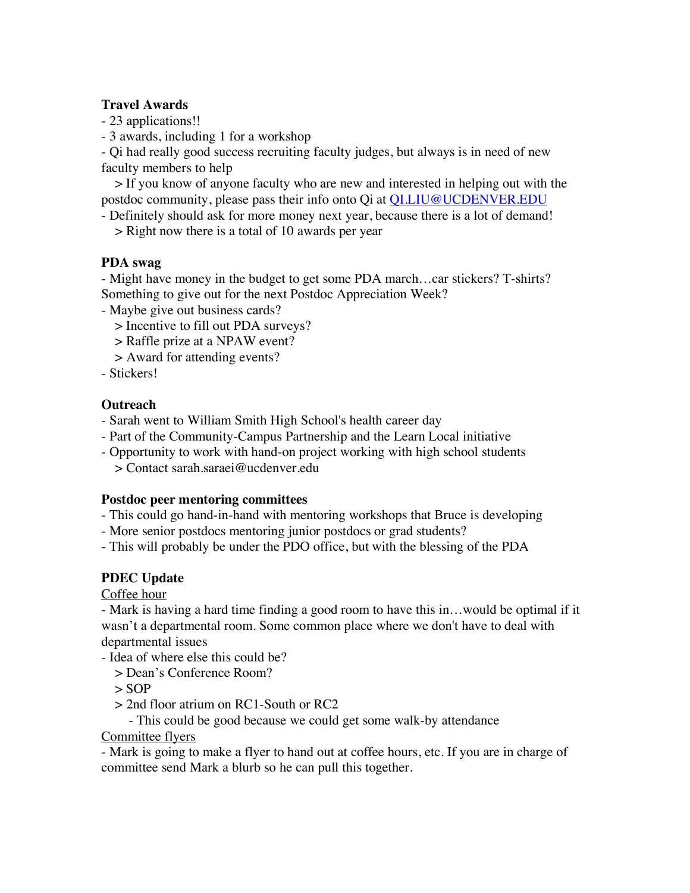**Travel Awards**

- 23 applications!!
- 3 awards, including 1 for a workshop
- Qi had really good success recruiting faculty judges, but always is in need of new faculty members to help
  - > If you know of anyone faculty who are new and interested in helping out with the postdoc community, please pass their info onto Qi at QI.LIU@UCDENVER.EDU
- Definitely should ask for more money next year, because there is a lot of demand!
  - > Right now there is a total of 10 awards per year

**PDA swag**

- Might have money in the budget to get some PDA march…car stickers? T-shirts? Something to give out for the next Postdoc Appreciation Week?
- Maybe give out business cards?
  - > Incentive to fill out PDA surveys?
  - > Raffle prize at a NPAW event?
  - > Award for attending events?
- Stickers!

**Outreach**

- Sarah went to William Smith High School's health career day
- Part of the Community-Campus Partnership and the Learn Local initiative
- Opportunity to work with hand-on project working with high school students
  - > Contact sarah.saraei@ucdenver.edu

**Postdoc peer mentoring committees**

- This could go hand-in-hand with mentoring workshops that Bruce is developing
- More senior postdocs mentoring junior postdocs or grad students?
- This will probably be under the PDO office, but with the blessing of the PDA

**PDEC Update**

<u>Coffee hour</u>

- Mark is having a hard time finding a good room to have this in…would be optimal if it wasn't a departmental room. Some common place where we don't have to deal with departmental issues
- Idea of where else this could be?
  - > Dean's Conference Room?
  - > SOP
  - > 2nd floor atrium on RC1-South or RC2
    - This could be good because we could get some walk-by attendance

<u>Committee flyers</u>

- Mark is going to make a flyer to hand out at coffee hours, etc. If you are in charge of committee send Mark a blurb so he can pull this together.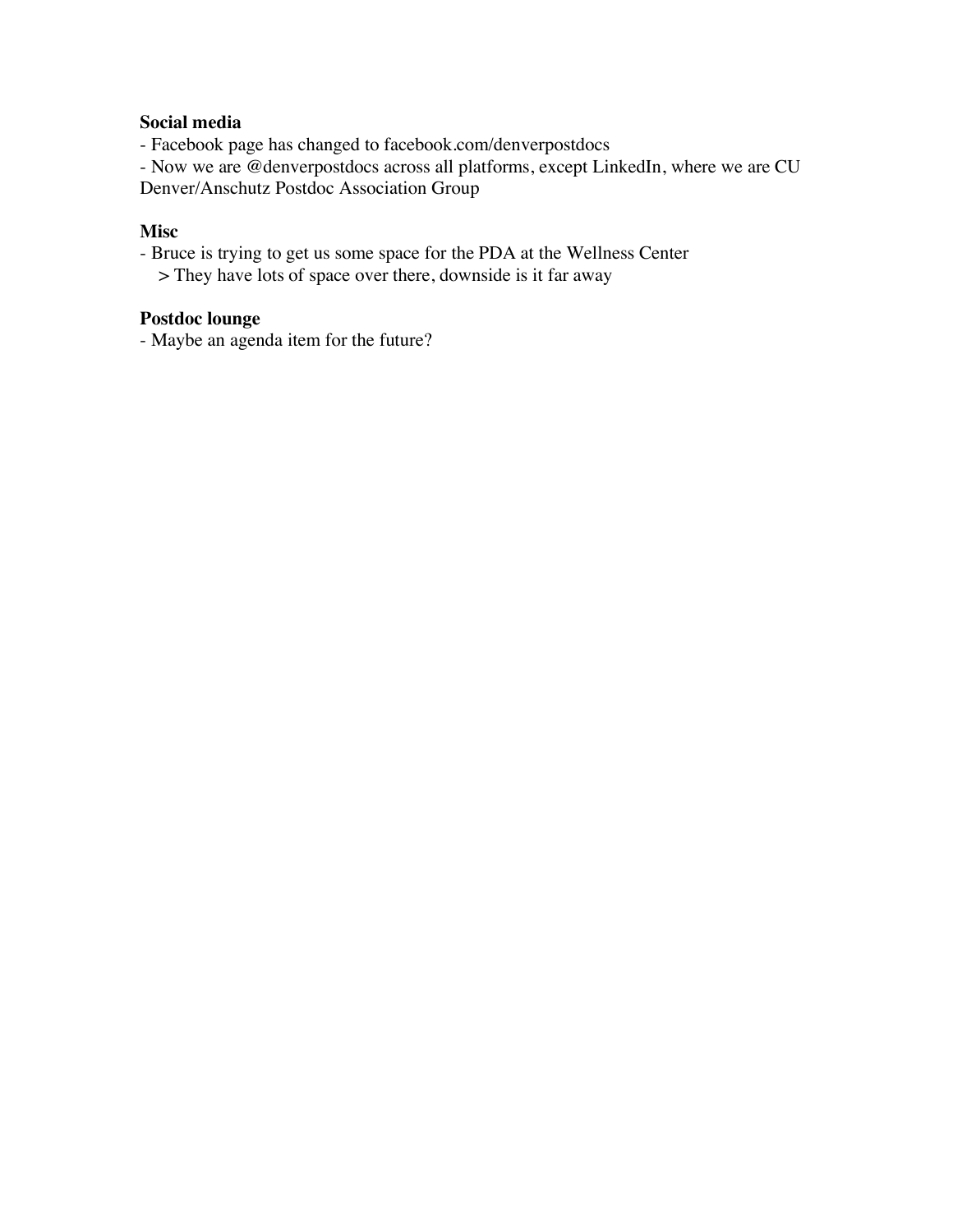**Social media**

- Facebook page has changed to facebook.com/denverpostdocs
- Now we are @denverpostdocs across all platforms, except LinkedIn, where we are CU Denver/Anschutz Postdoc Association Group

**Misc**

- Bruce is trying to get us some space for the PDA at the Wellness Center
  > They have lots of space over there, downside is it far away

**Postdoc lounge**

- Maybe an agenda item for the future?